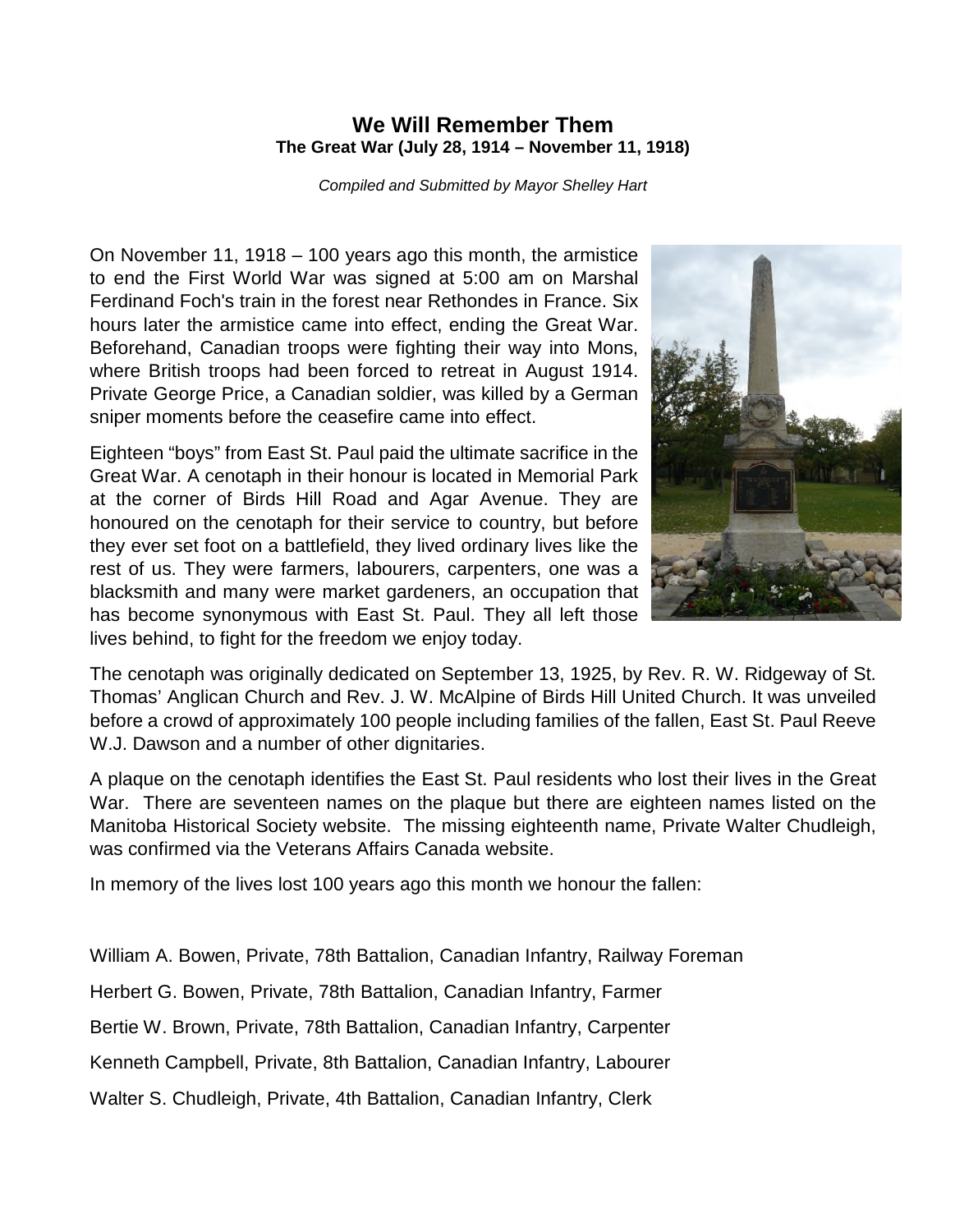# We Will Remember Them

**The Great War (July 28, 1914 – November 11, 1918)**

*Compiled and Submitted by Mayor Shelley Hart*

On November 11, 1918 – 100 years ago this month, the armistice to end the First World War was signed at 5:00 am on Marshal Ferdinand Foch's train in the forest near Rethondes in France. Six hours later the armistice came into effect, ending the Great War. Beforehand, Canadian troops were fighting their way into Mons, where British troops had been forced to retreat in August 1914. Private George Price, a Canadian soldier, was killed by a German sniper moments before the ceasefire came into effect.

Eighteen "boys" from East St. Paul paid the ultimate sacrifice in the Great War. A cenotaph in their honour is located in Memorial Park at the corner of Birds Hill Road and Agar Avenue. They are honoured on the cenotaph for their service to country, but before they ever set foot on a battlefield, they lived ordinary lives like the rest of us. They were farmers, labourers, carpenters, one was a blacksmith and many were market gardeners, an occupation that has become synonymous with East St. Paul. They all left those lives behind, to fight for the freedom we enjoy today.

The cenotaph was originally dedicated on September 13, 1925, by Rev. R. W. Ridgeway of St. Thomas' Anglican Church and Rev. J. W. McAlpine of Birds Hill United Church. It was unveiled before a crowd of approximately 100 people including families of the fallen, East St. Paul Reeve W.J. Dawson and a number of other dignitaries.

A plaque on the cenotaph identifies the East St. Paul residents who lost their lives in the Great War. There are seventeen names on the plaque but there are eighteen names listed on the Manitoba Historical Society website. The missing eighteenth name, Private Walter Chudleigh, was confirmed via the Veterans Affairs Canada website.

In memory of the lives lost 100 years ago this month we honour the fallen:

William A. Bowen, Private, 78th Battalion, Canadian Infantry, Railway Foreman

Herbert G. Bowen, Private, 78th Battalion, Canadian Infantry, Farmer

Bertie W. Brown, Private, 78th Battalion, Canadian Infantry, Carpenter

Kenneth Campbell, Private, 8th Battalion, Canadian Infantry, Labourer

Walter S. Chudleigh, Private, 4th Battalion, Canadian Infantry, Clerk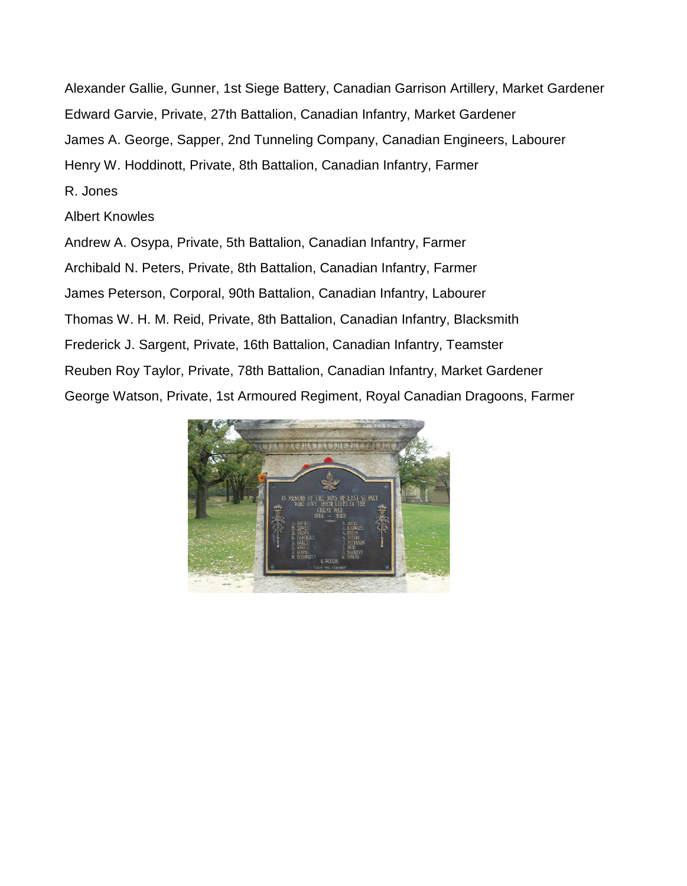Alexander Gallie, Gunner, 1st Siege Battery, Canadian Garrison Artillery, Market Gardener

Edward Garvie, Private, 27th Battalion, Canadian Infantry, Market Gardener

James A. George, Sapper, 2nd Tunneling Company, Canadian Engineers, Labourer

Henry W. Hoddinott, Private, 8th Battalion, Canadian Infantry, Farmer

R. Jones

Albert Knowles

Andrew A. Osypa, Private, 5th Battalion, Canadian Infantry, Farmer

Archibald N. Peters, Private, 8th Battalion, Canadian Infantry, Farmer

James Peterson, Corporal, 90th Battalion, Canadian Infantry, Labourer

Thomas W. H. M. Reid, Private, 8th Battalion, Canadian Infantry, Blacksmith

Frederick J. Sargent, Private, 16th Battalion, Canadian Infantry, Teamster

Reuben Roy Taylor, Private, 78th Battalion, Canadian Infantry, Market Gardener

George Watson, Private, 1st Armoured Regiment, Royal Canadian Dragoons, Farmer